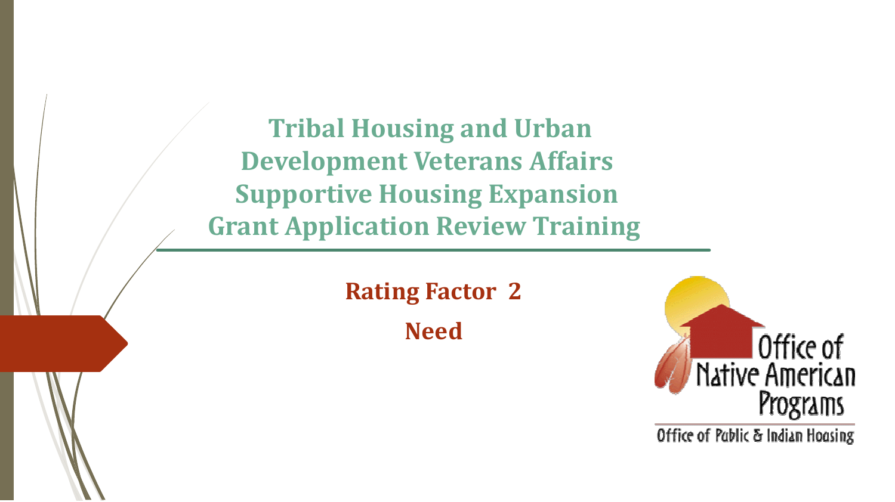# Tribal Housing and Urban Development Veterans Affairs Supportive Housing Expansion Grant Application Review Training

## Rating Factor 2

## Need

Office of Native American Programs

Office of Public & Indian Housing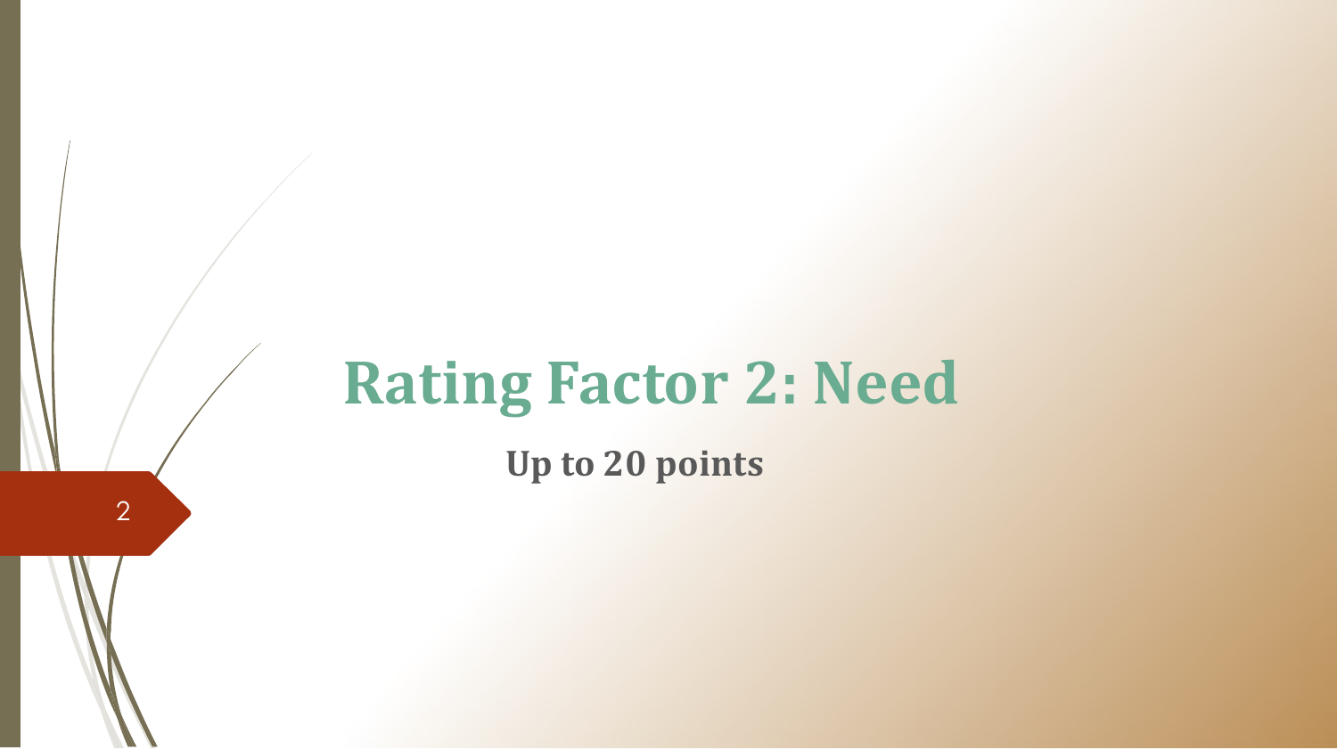# Rating Factor 2: Need

**Up to 20 points**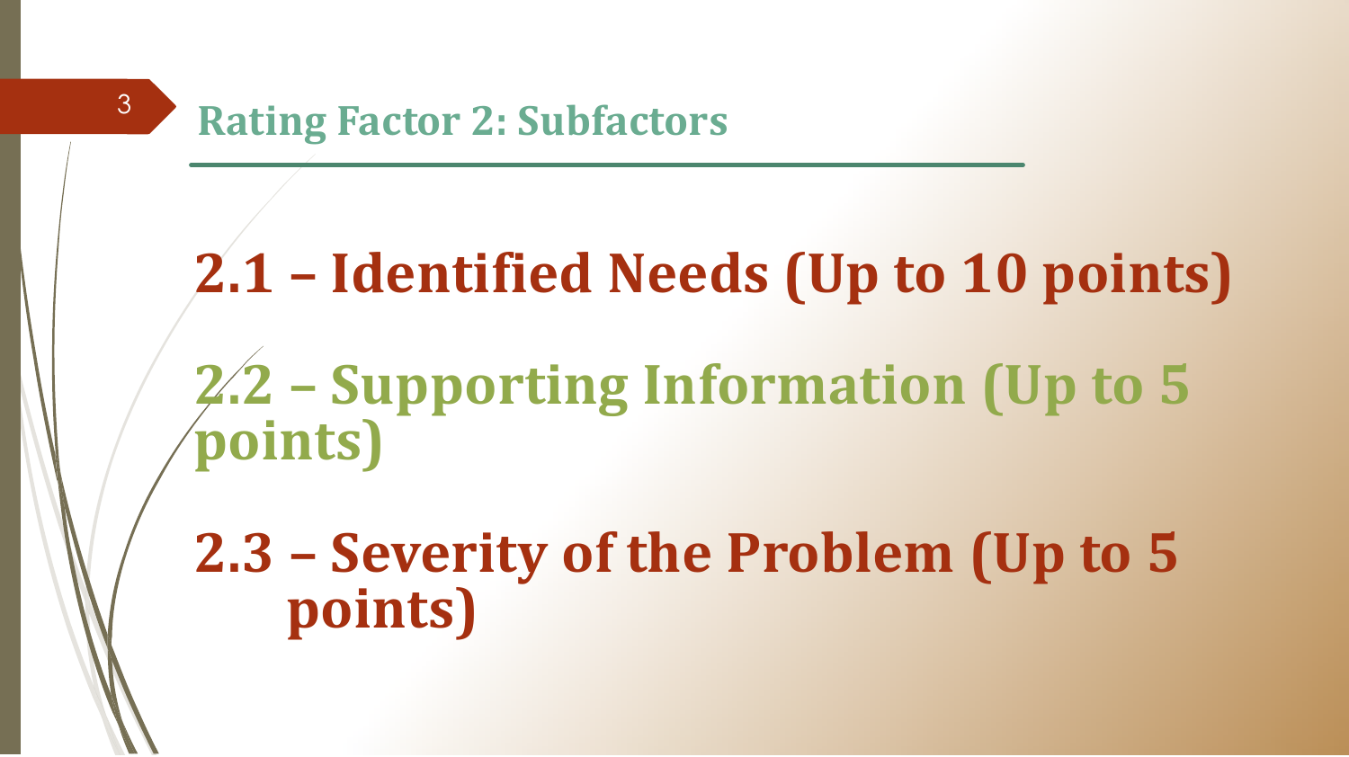## Rating Factor 2: Subfactors

**2.1 – Identified Needs (Up to 10 points)**

**2.2 – Supporting Information (Up to 5 points)**

**2.3 – Severity of the Problem (Up to 5 points)**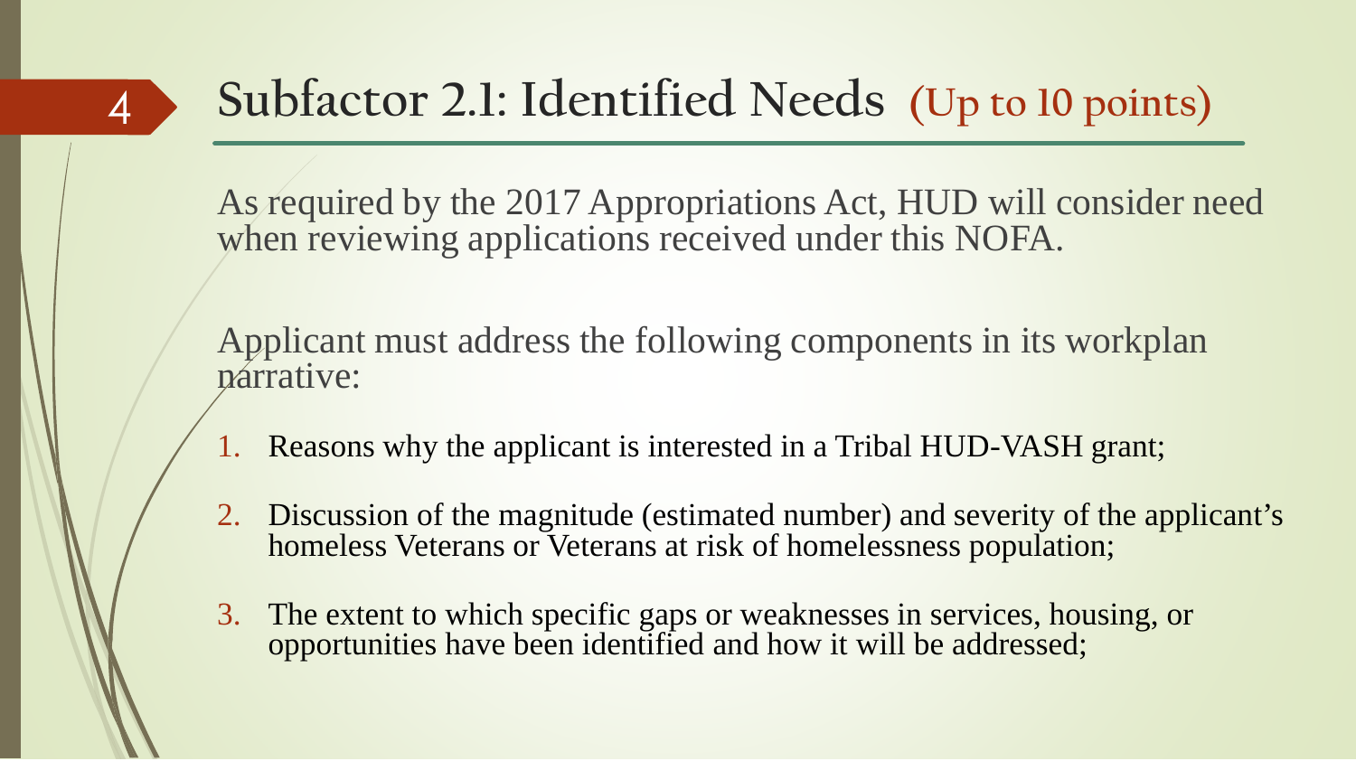# Subfactor 2.1: Identified Needs (Up to 10 points)

As required by the 2017 Appropriations Act, HUD will consider need when reviewing applications received under this NOFA.

Applicant must address the following components in its workplan narrative:

1. Reasons why the applicant is interested in a Tribal HUD-VASH grant;
2. Discussion of the magnitude (estimated number) and severity of the applicant's homeless Veterans or Veterans at risk of homelessness population;
3. The extent to which specific gaps or weaknesses in services, housing, or opportunities have been identified and how it will be addressed;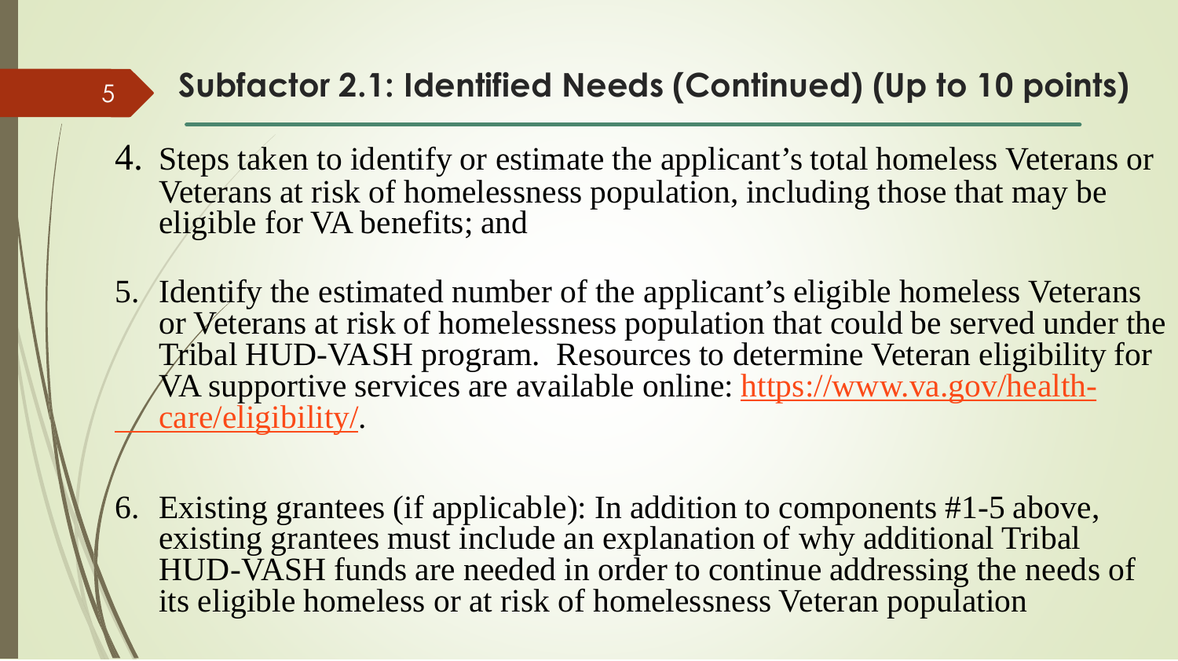## Subfactor 2.1: Identified Needs (Continued) (Up to 10 points)

4. Steps taken to identify or estimate the applicant's total homeless Veterans or Veterans at risk of homelessness population, including those that may be eligible for VA benefits; and

5. Identify the estimated number of the applicant's eligible homeless Veterans or Veterans at risk of homelessness population that could be served under the Tribal HUD-VASH program. Resources to determine Veteran eligibility for VA supportive services are available online: https://www.va.gov/health-care/eligibility/.

6. Existing grantees (if applicable): In addition to components #1-5 above, existing grantees must include an explanation of why additional Tribal HUD-VASH funds are needed in order to continue addressing the needs of its eligible homeless or at risk of homelessness Veteran population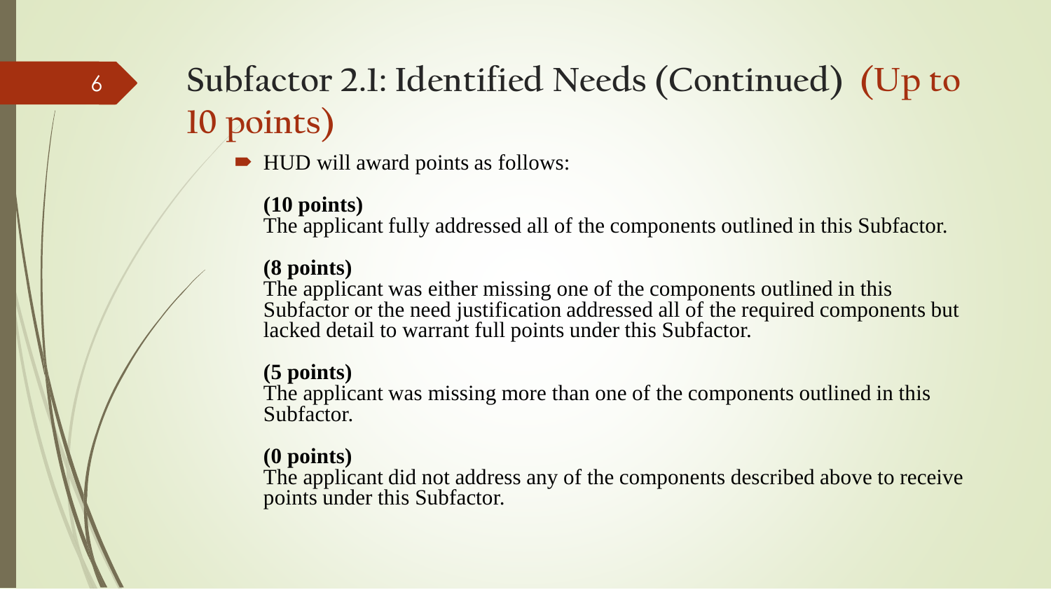# Subfactor 2.1: Identified Needs (Continued) (Up to 10 points)

- HUD will award points as follows:

**(10 points)**
The applicant fully addressed all of the components outlined in this Subfactor.

**(8 points)**
The applicant was either missing one of the components outlined in this Subfactor or the need justification addressed all of the required components but lacked detail to warrant full points under this Subfactor.

**(5 points)**
The applicant was missing more than one of the components outlined in this Subfactor.

**(0 points)**
The applicant did not address any of the components described above to receive points under this Subfactor.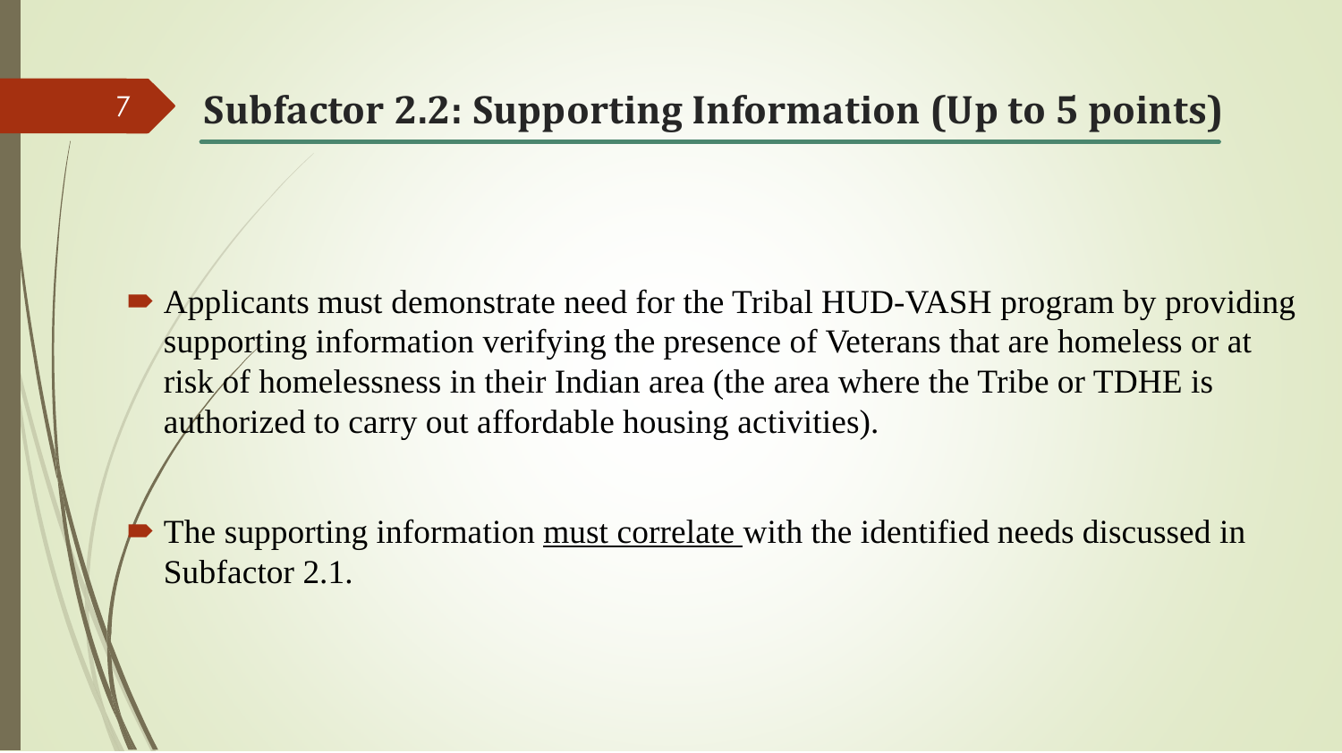## Subfactor 2.2: Supporting Information (Up to 5 points)

- Applicants must demonstrate need for the Tribal HUD-VASH program by providing supporting information verifying the presence of Veterans that are homeless or at risk of homelessness in their Indian area (the area where the Tribe or TDHE is authorized to carry out affordable housing activities).

- The supporting information <u>must correlate</u> with the identified needs discussed in Subfactor 2.1.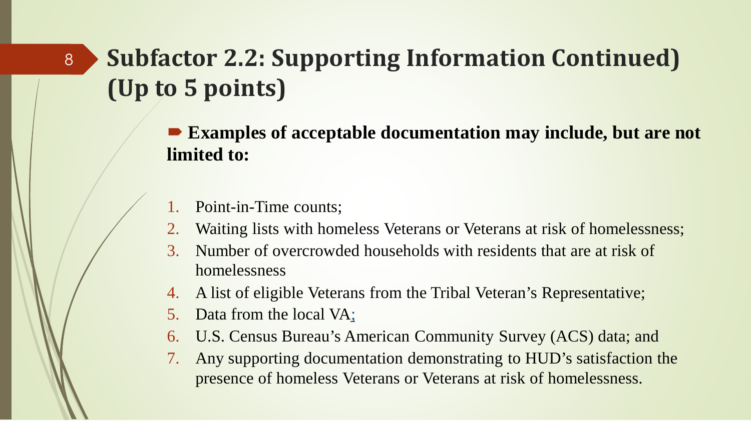# Subfactor 2.2: Supporting Information Continued) (Up to 5 points)

- **Examples of acceptable documentation may include, but are not limited to:**

1. Point-in-Time counts;
2. Waiting lists with homeless Veterans or Veterans at risk of homelessness;
3. Number of overcrowded households with residents that are at risk of homelessness
4. A list of eligible Veterans from the Tribal Veteran's Representative;
5. Data from the local VA;
6. U.S. Census Bureau's American Community Survey (ACS) data; and
7. Any supporting documentation demonstrating to HUD's satisfaction the presence of homeless Veterans or Veterans at risk of homelessness.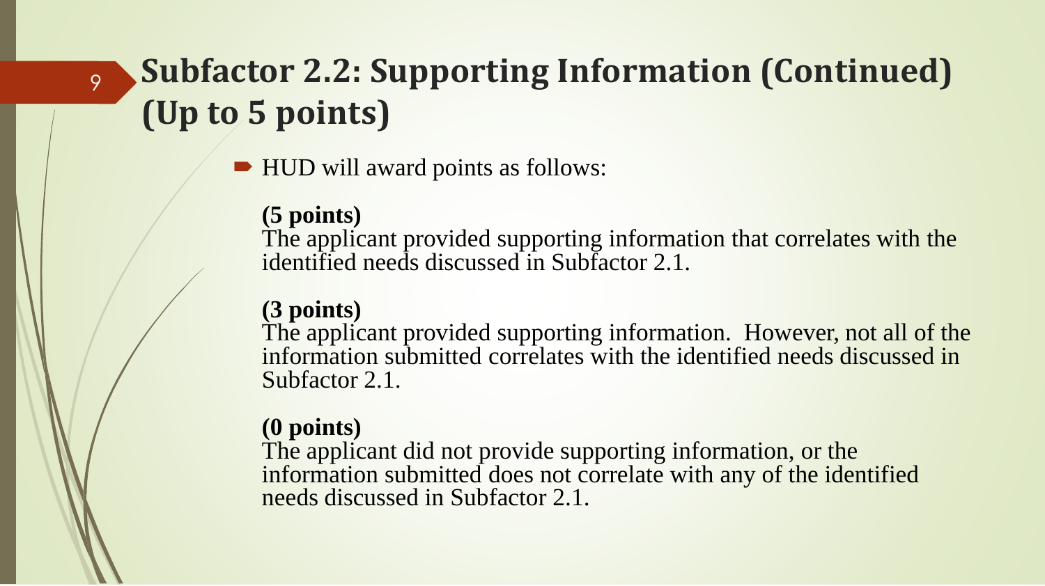# Subfactor 2.2: Supporting Information (Continued) (Up to 5 points)

- HUD will award points as follows:

  **(5 points)**
  The applicant provided supporting information that correlates with the identified needs discussed in Subfactor 2.1.

  **(3 points)**
  The applicant provided supporting information. However, not all of the information submitted correlates with the identified needs discussed in Subfactor 2.1.

  **(0 points)**
  The applicant did not provide supporting information, or the information submitted does not correlate with any of the identified needs discussed in Subfactor 2.1.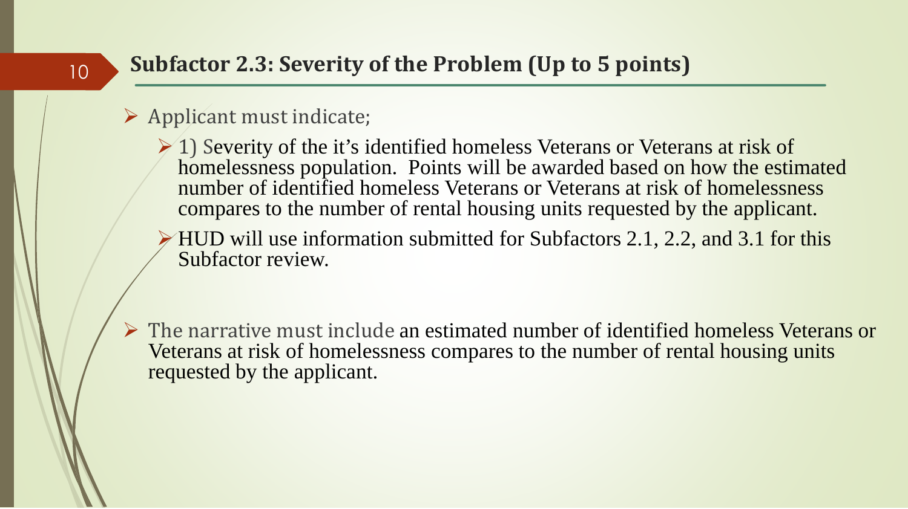## Subfactor 2.3: Severity of the Problem (Up to 5 points)

- Applicant must indicate;
  - 1) Severity of the it's identified homeless Veterans or Veterans at risk of homelessness population. Points will be awarded based on how the estimated number of identified homeless Veterans or Veterans at risk of homelessness compares to the number of rental housing units requested by the applicant.
  - HUD will use information submitted for Subfactors 2.1, 2.2, and 3.1 for this Subfactor review.
- The narrative must include an estimated number of identified homeless Veterans or Veterans at risk of homelessness compares to the number of rental housing units requested by the applicant.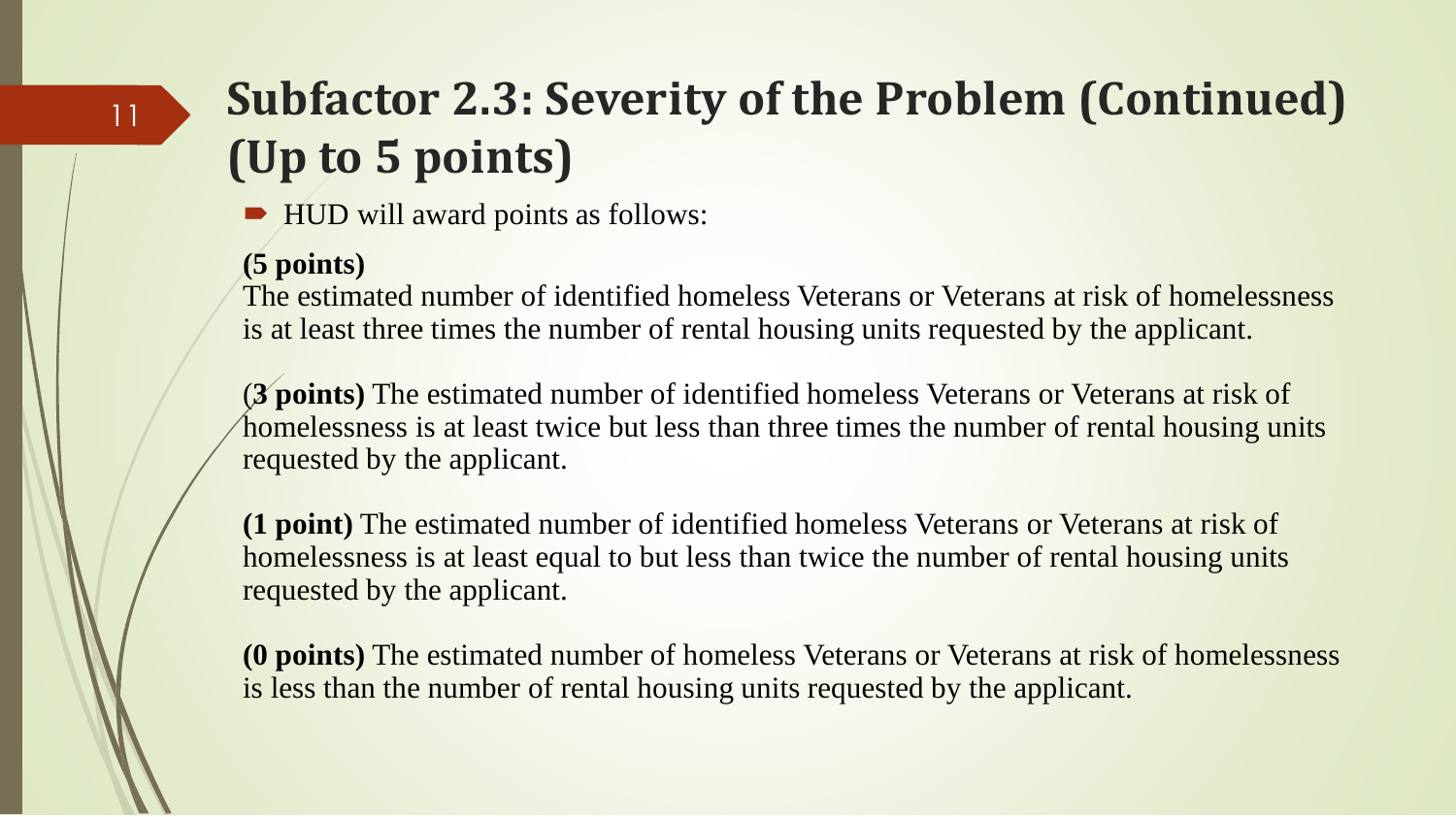# Subfactor 2.3: Severity of the Problem (Continued) (Up to 5 points)

- HUD will award points as follows:

**(5 points)**
The estimated number of identified homeless Veterans or Veterans at risk of homelessness is at least three times the number of rental housing units requested by the applicant.

**(3 points)** The estimated number of identified homeless Veterans or Veterans at risk of homelessness is at least twice but less than three times the number of rental housing units requested by the applicant.

**(1 point)** The estimated number of identified homeless Veterans or Veterans at risk of homelessness is at least equal to but less than twice the number of rental housing units requested by the applicant.

**(0 points)** The estimated number of homeless Veterans or Veterans at risk of homelessness is less than the number of rental housing units requested by the applicant.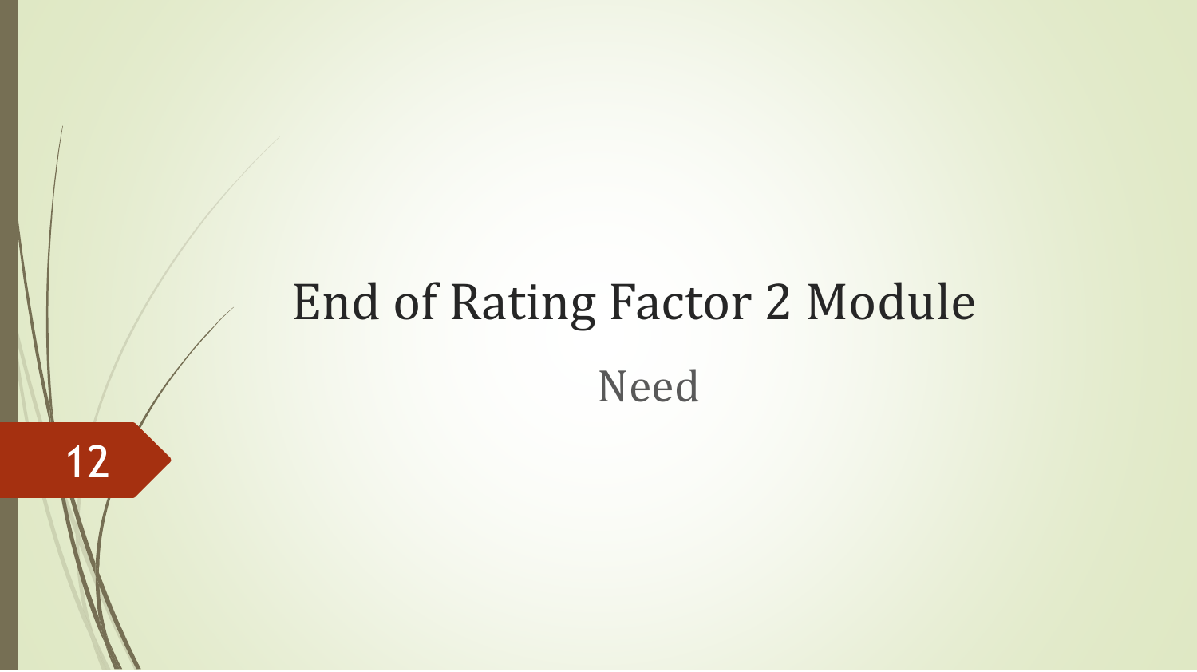# End of Rating Factor 2 Module

Need